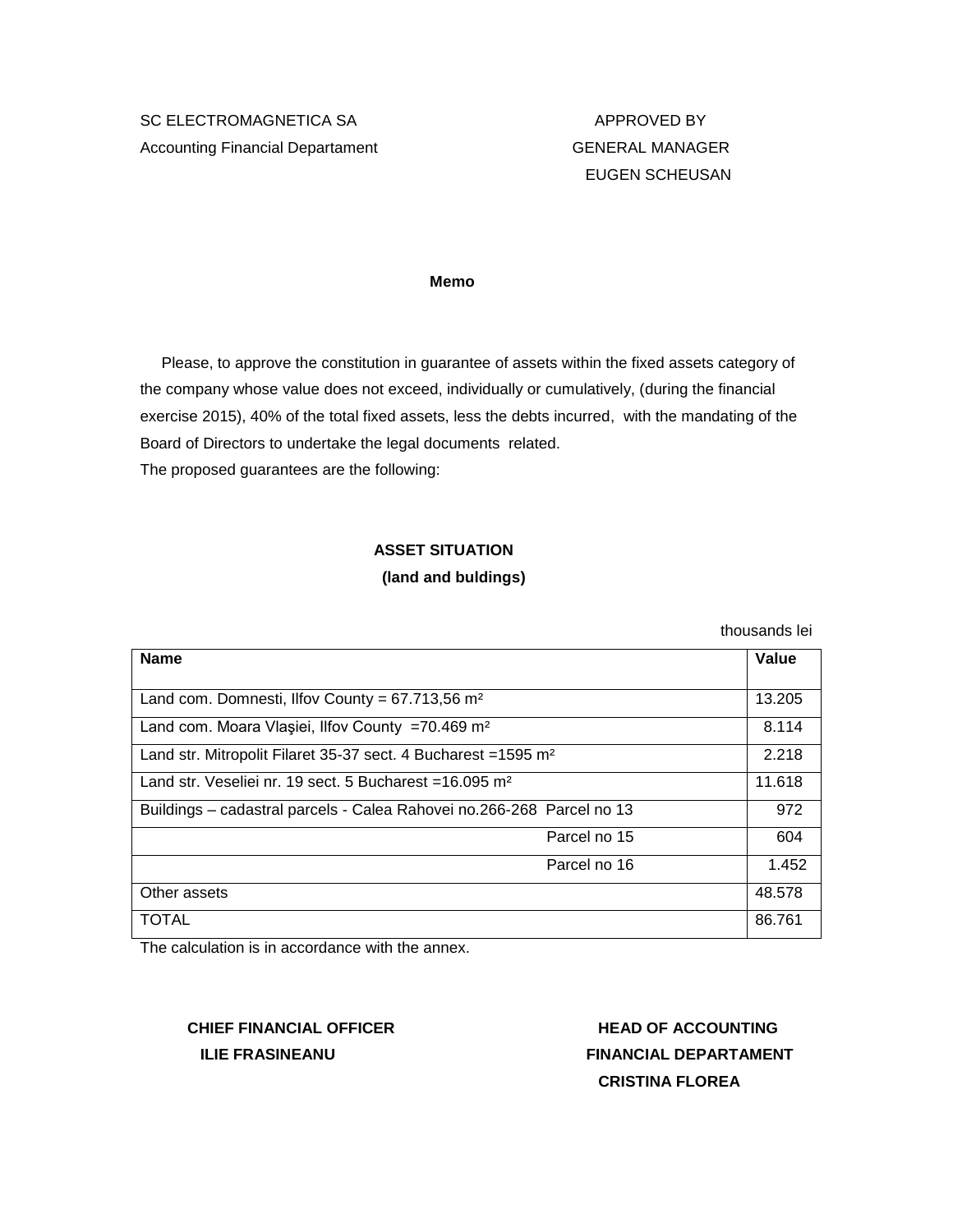SC ELECTROMAGNETICA SA
Accounting Financial Departament

APPROVED BY
GENERAL MANAGER
EUGEN SCHEUSAN

**Memo**

Please, to approve the constitution in guarantee of assets within the fixed assets category of the company whose value does not exceed, individually or cumulatively, (during the financial exercise 2015), 40% of the total fixed assets, less the debts incurred, with the mandating of the Board of Directors to undertake the legal documents related.
The proposed guarantees are the following:

**ASSET SITUATION**
**(land and buldings)**

thousands lei

| **Name** | **Value** |
|---|---|
| Land com. Domnesti, Ilfov County = 67.713,56 m² | 13.205 |
| Land com. Moara Vlaşiei, Ilfov County =70.469 m² | 8.114 |
| Land str. Mitropolit Filaret 35-37 sect. 4 Bucharest =1595 m² | 2.218 |
| Land str. Veseliei nr. 19 sect. 5 Bucharest =16.095 m² | 11.618 |
| Buildings – cadastral parcels - Calea Rahovei no.266-268 Parcel no 13 | 972 |
| Parcel no 15 | 604 |
| Parcel no 16 | 1.452 |
| Other assets | 48.578 |
| TOTAL | 86.761 |

The calculation is in accordance with the annex.

**CHIEF FINANCIAL OFFICER**
**ILIE FRASINEANU**

**HEAD OF ACCOUNTING**
**FINANCIAL DEPARTAMENT**
**CRISTINA FLOREA**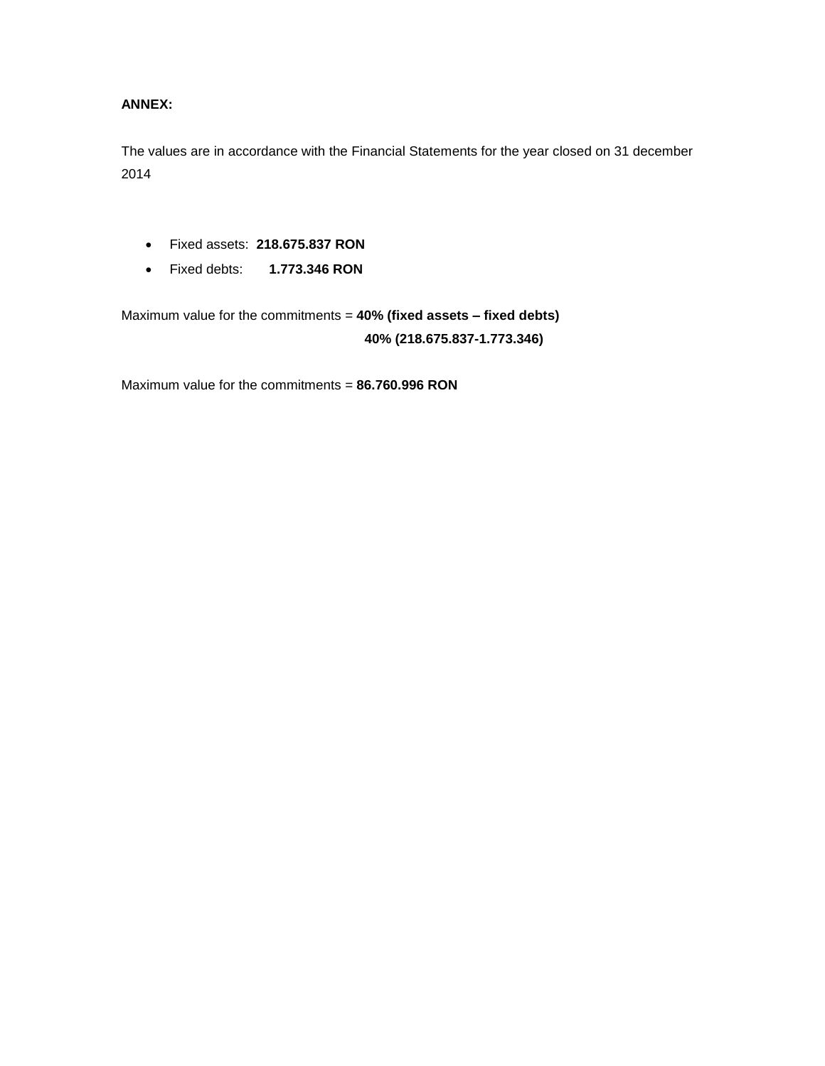**ANNEX:**

The values are in accordance with the Financial Statements for the year closed on 31 december 2014

- Fixed assets: **218.675.837 RON**
- Fixed debts: **1.773.346 RON**

Maximum value for the commitments = **40% (fixed assets – fixed debts)**

**40% (218.675.837-1.773.346)**

Maximum value for the commitments = **86.760.996 RON**